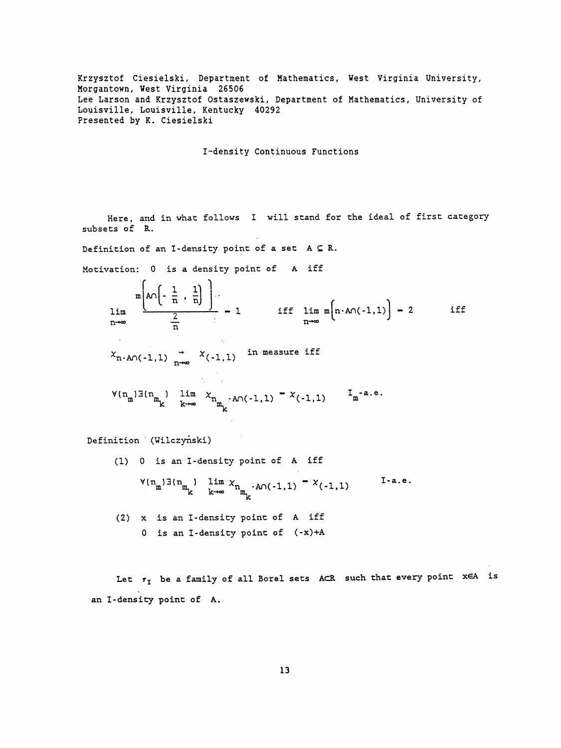Krzysztof Ciesielski, Department of Mathematics, West Virginia University, Morgantown, West Virginia 26506
Lee Larson and Krzysztof Ostaszewski, Department of Mathematics, University of Louisville, Louisville, Kentucky 40292
Presented by K. Ciesielski

## I-density Continuous Functions

Here, and in what follows $I$ will stand for the ideal of first category subsets of $\mathbb{R}$.

Definition of an I-density point of a set $A \subseteq \mathbb{R}$.

Motivation: 0 is a density point of $A$ iff

$$\lim_{n\to\infty} \frac{m\left[A\cap\left(-\frac{1}{n}, \frac{1}{n}\right)\right]}{\frac{2}{n}} = 1 \qquad \text{iff} \quad \lim_{n\to\infty} m\left[n\cdot A\cap(-1,1)\right] = 2 \qquad \text{iff}$$

$$\chi_{n\cdot A\cap(-1,1)} \underset{n\to\infty}{\to} \chi_{(-1,1)} \quad \text{in measure iff}$$

$$\forall(n_m)\exists(n_{m_k}) \lim_{k\to\infty} \chi_{n_{m_k}\cdot A\cap(-1,1)} = \chi_{(-1,1)} \qquad I_m\text{-a.e.}$$

Definition (Wilczyński)

(1) 0 is an I-density point of $A$ iff

$$\forall(n_m)\exists(n_{m_k}) \lim_{k\to\infty} \chi_{n_{m_k}\cdot A\cap(-1,1)} = \chi_{(-1,1)} \qquad I\text{-a.e.}$$

(2) $x$ is an I-density point of $A$ iff
0 is an I-density point of $(-x)+A$

Let $\tau_I$ be a family of all Borel sets $A\subset\mathbb{R}$ such that every point $x\in A$ is an I-density point of $A$.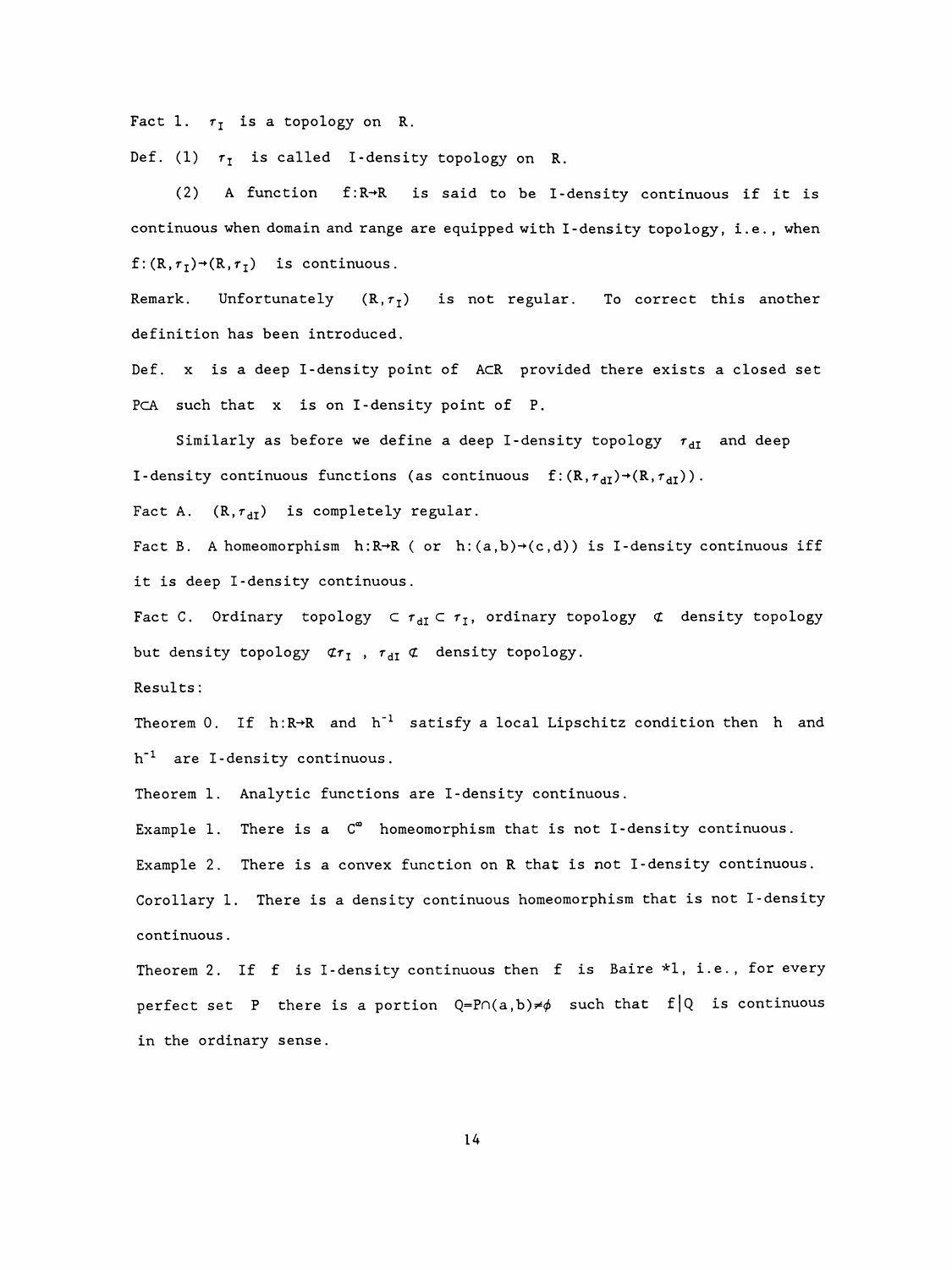Fact 1. $\tau_I$ is a topology on R.

Def. (1) $\tau_I$ is called I-density topology on R.

(2) A function $f:R\to R$ is said to be I-density continuous if it is continuous when domain and range are equipped with I-density topology, i.e., when $f:(R,\tau_I)\to(R,\tau_I)$ is continuous.

Remark. Unfortunately $(R,\tau_I)$ is not regular. To correct this another definition has been introduced.

Def. x is a deep I-density point of $A\subset R$ provided there exists a closed set $P\subset A$ such that x is on I-density point of P.

Similarly as before we define a deep I-density topology $\tau_{dI}$ and deep I-density continuous functions (as continuous $f:(R,\tau_{dI})\to(R,\tau_{dI})$).

Fact A. $(R,\tau_{dI})$ is completely regular.

Fact B. A homeomorphism $h:R\to R$ ( or $h:(a,b)\to(c,d)$) is I-density continuous iff it is deep I-density continuous.

Fact C. Ordinary topology $\subset \tau_{dI} \subset \tau_I$, ordinary topology $\not\subset$ density topology but density topology $\not\subset \tau_I$ , $\tau_{dI} \not\subset$ density topology.

Results:

Theorem 0. If $h:R\to R$ and $h^{-1}$ satisfy a local Lipschitz condition then h and $h^{-1}$ are I-density continuous.

Theorem 1. Analytic functions are I-density continuous.

Example 1. There is a $C^\infty$ homeomorphism that is not I-density continuous.

Example 2. There is a convex function on R that is not I-density continuous.

Corollary 1. There is a density continuous homeomorphism that is not I-density continuous.

Theorem 2. If f is I-density continuous then f is Baire *1, i.e., for every perfect set P there is a portion $Q=P\cap(a,b)\neq\phi$ such that $f|Q$ is continuous in the ordinary sense.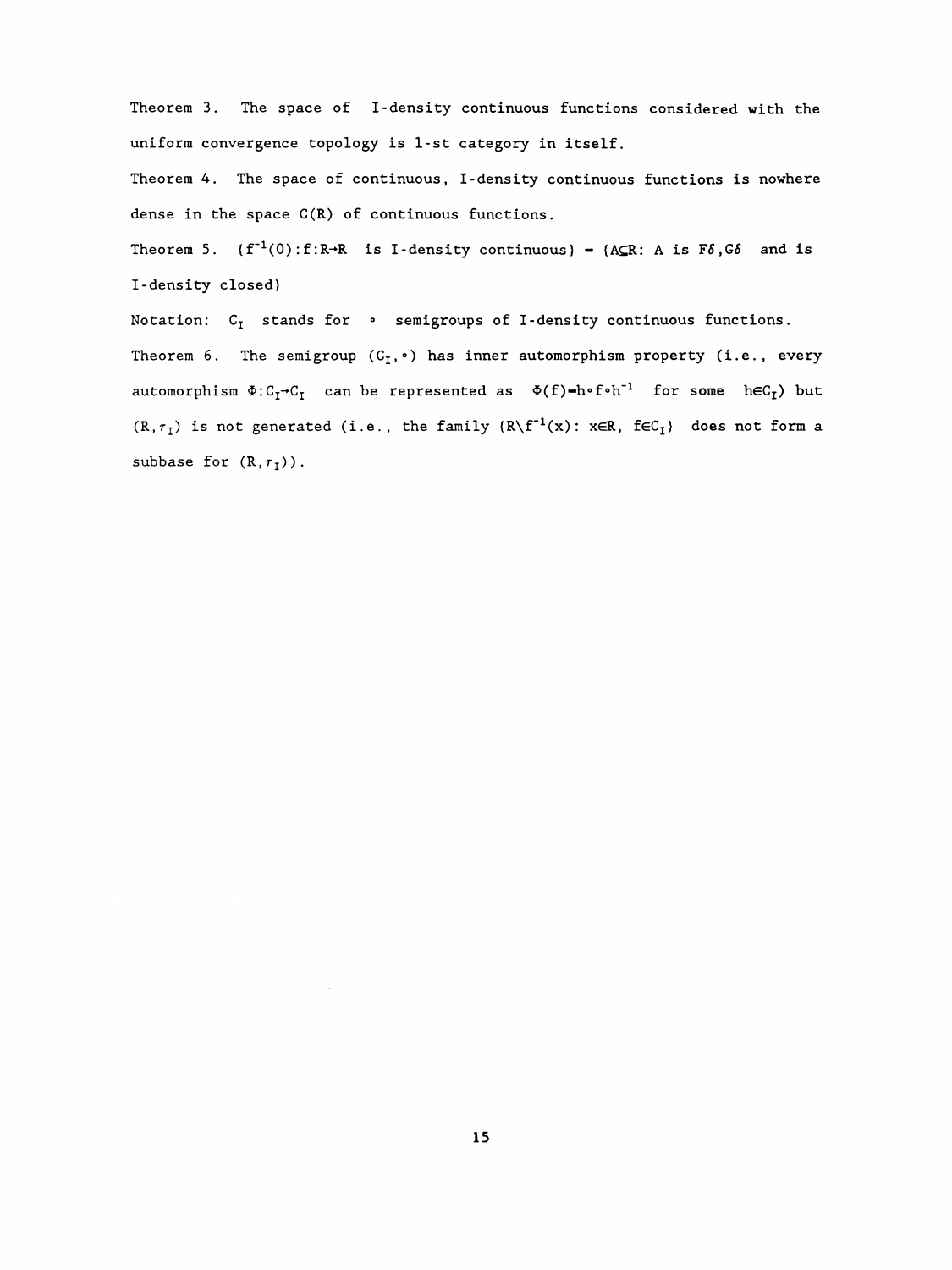Theorem 3. The space of I-density continuous functions considered with the uniform convergence topology is 1-st category in itself.

Theorem 4. The space of continuous, I-density continuous functions is nowhere dense in the space $C(R)$ of continuous functions.

Theorem 5. $\{f^{-1}(0): f:R \to R$ is I-density continuous$\} = \{A \subseteq R$: $A$ is $F\delta, G\delta$ and is I-density closed$\}$

Notation: $C_I$ stands for $\circ$ semigroups of I-density continuous functions.

Theorem 6. The semigroup $(C_I, \circ)$ has inner automorphism property (i.e., every automorphism $\Phi: C_I \to C_I$ can be represented as $\Phi(f) = h \circ f \circ h^{-1}$ for some $h \in C_I$) but $(R, \tau_I)$ is not generated (i.e., the family $\{R \backslash f^{-1}(x): x \in R, f \in C_I\}$ does not form a subbase for $(R, \tau_I)$).